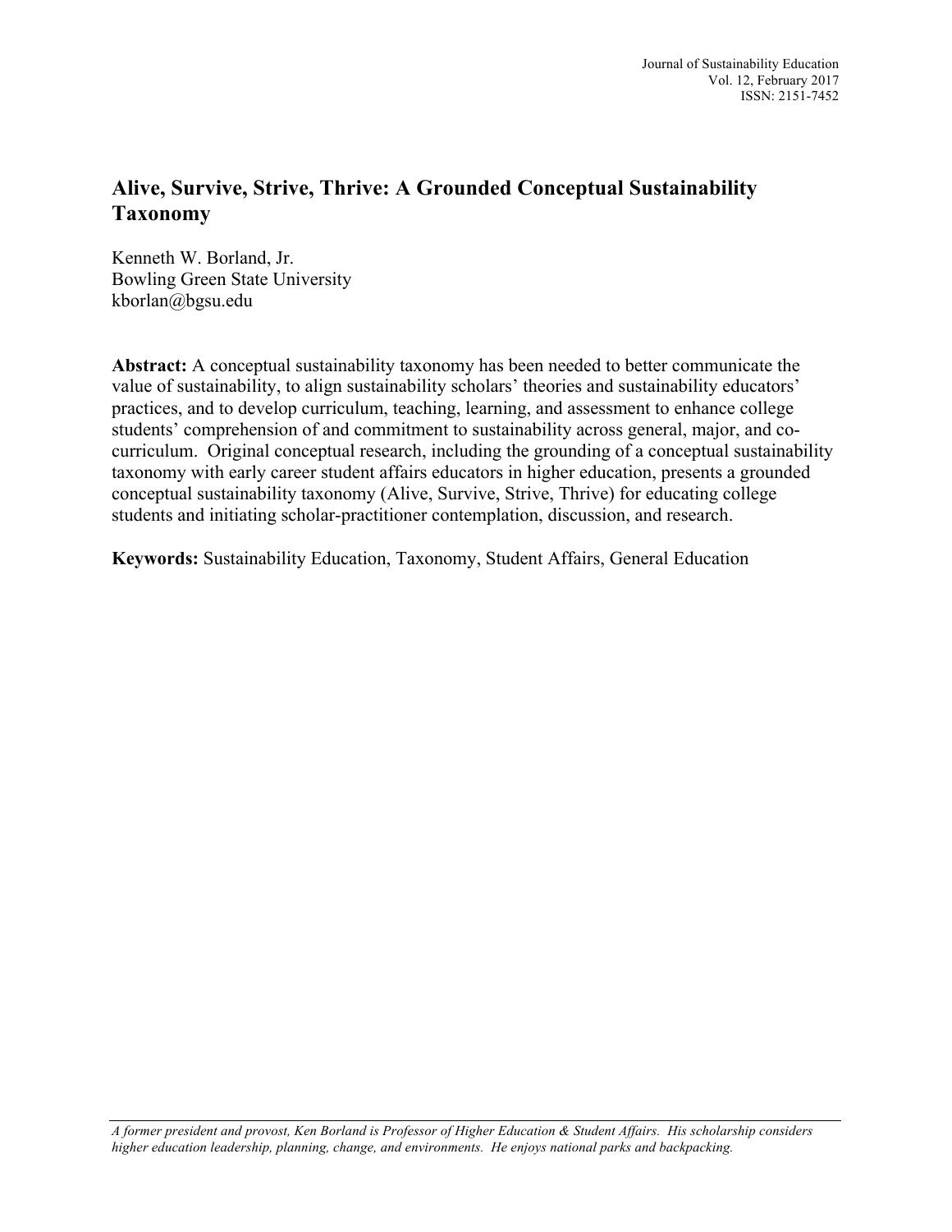# Alive, Survive, Strive, Thrive: A Grounded Conceptual Sustainability Taxonomy

Kenneth W. Borland, Jr.
Bowling Green State University
kborlan@bgsu.edu

**Abstract:** A conceptual sustainability taxonomy has been needed to better communicate the value of sustainability, to align sustainability scholars' theories and sustainability educators' practices, and to develop curriculum, teaching, learning, and assessment to enhance college students' comprehension of and commitment to sustainability across general, major, and co-curriculum. Original conceptual research, including the grounding of a conceptual sustainability taxonomy with early career student affairs educators in higher education, presents a grounded conceptual sustainability taxonomy (Alive, Survive, Strive, Thrive) for educating college students and initiating scholar-practitioner contemplation, discussion, and research.

**Keywords:** Sustainability Education, Taxonomy, Student Affairs, General Education

---

*A former president and provost, Ken Borland is Professor of Higher Education & Student Affairs. His scholarship considers higher education leadership, planning, change, and environments. He enjoys national parks and backpacking.*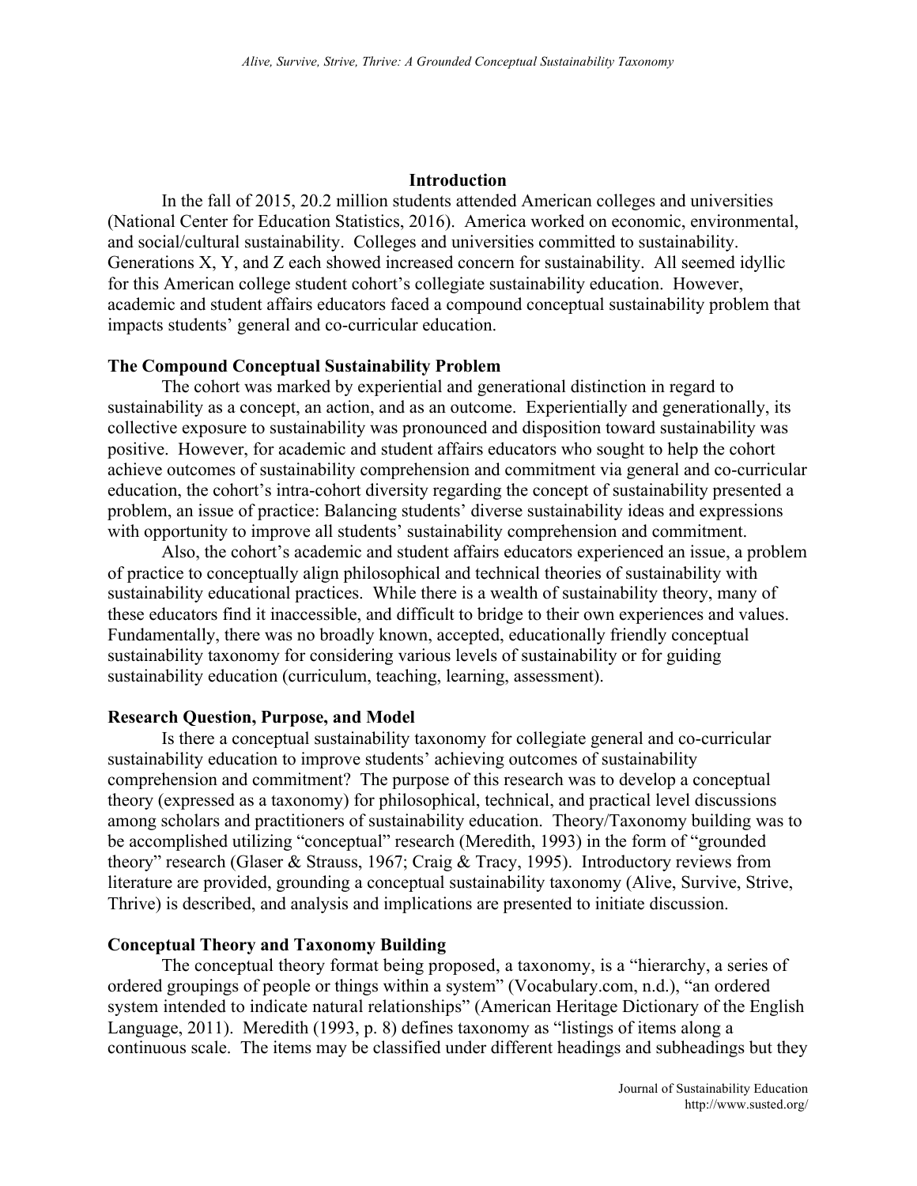## Introduction

In the fall of 2015, 20.2 million students attended American colleges and universities (National Center for Education Statistics, 2016). America worked on economic, environmental, and social/cultural sustainability. Colleges and universities committed to sustainability. Generations X, Y, and Z each showed increased concern for sustainability. All seemed idyllic for this American college student cohort's collegiate sustainability education. However, academic and student affairs educators faced a compound conceptual sustainability problem that impacts students' general and co-curricular education.

### The Compound Conceptual Sustainability Problem

The cohort was marked by experiential and generational distinction in regard to sustainability as a concept, an action, and as an outcome. Experientially and generationally, its collective exposure to sustainability was pronounced and disposition toward sustainability was positive. However, for academic and student affairs educators who sought to help the cohort achieve outcomes of sustainability comprehension and commitment via general and co-curricular education, the cohort's intra-cohort diversity regarding the concept of sustainability presented a problem, an issue of practice: Balancing students' diverse sustainability ideas and expressions with opportunity to improve all students' sustainability comprehension and commitment.

Also, the cohort's academic and student affairs educators experienced an issue, a problem of practice to conceptually align philosophical and technical theories of sustainability with sustainability educational practices. While there is a wealth of sustainability theory, many of these educators find it inaccessible, and difficult to bridge to their own experiences and values. Fundamentally, there was no broadly known, accepted, educationally friendly conceptual sustainability taxonomy for considering various levels of sustainability or for guiding sustainability education (curriculum, teaching, learning, assessment).

### Research Question, Purpose, and Model

Is there a conceptual sustainability taxonomy for collegiate general and co-curricular sustainability education to improve students' achieving outcomes of sustainability comprehension and commitment? The purpose of this research was to develop a conceptual theory (expressed as a taxonomy) for philosophical, technical, and practical level discussions among scholars and practitioners of sustainability education. Theory/Taxonomy building was to be accomplished utilizing "conceptual" research (Meredith, 1993) in the form of "grounded theory" research (Glaser & Strauss, 1967; Craig & Tracy, 1995). Introductory reviews from literature are provided, grounding a conceptual sustainability taxonomy (Alive, Survive, Strive, Thrive) is described, and analysis and implications are presented to initiate discussion.

### Conceptual Theory and Taxonomy Building

The conceptual theory format being proposed, a taxonomy, is a "hierarchy, a series of ordered groupings of people or things within a system" (Vocabulary.com, n.d.), "an ordered system intended to indicate natural relationships" (American Heritage Dictionary of the English Language, 2011). Meredith (1993, p. 8) defines taxonomy as "listings of items along a continuous scale. The items may be classified under different headings and subheadings but they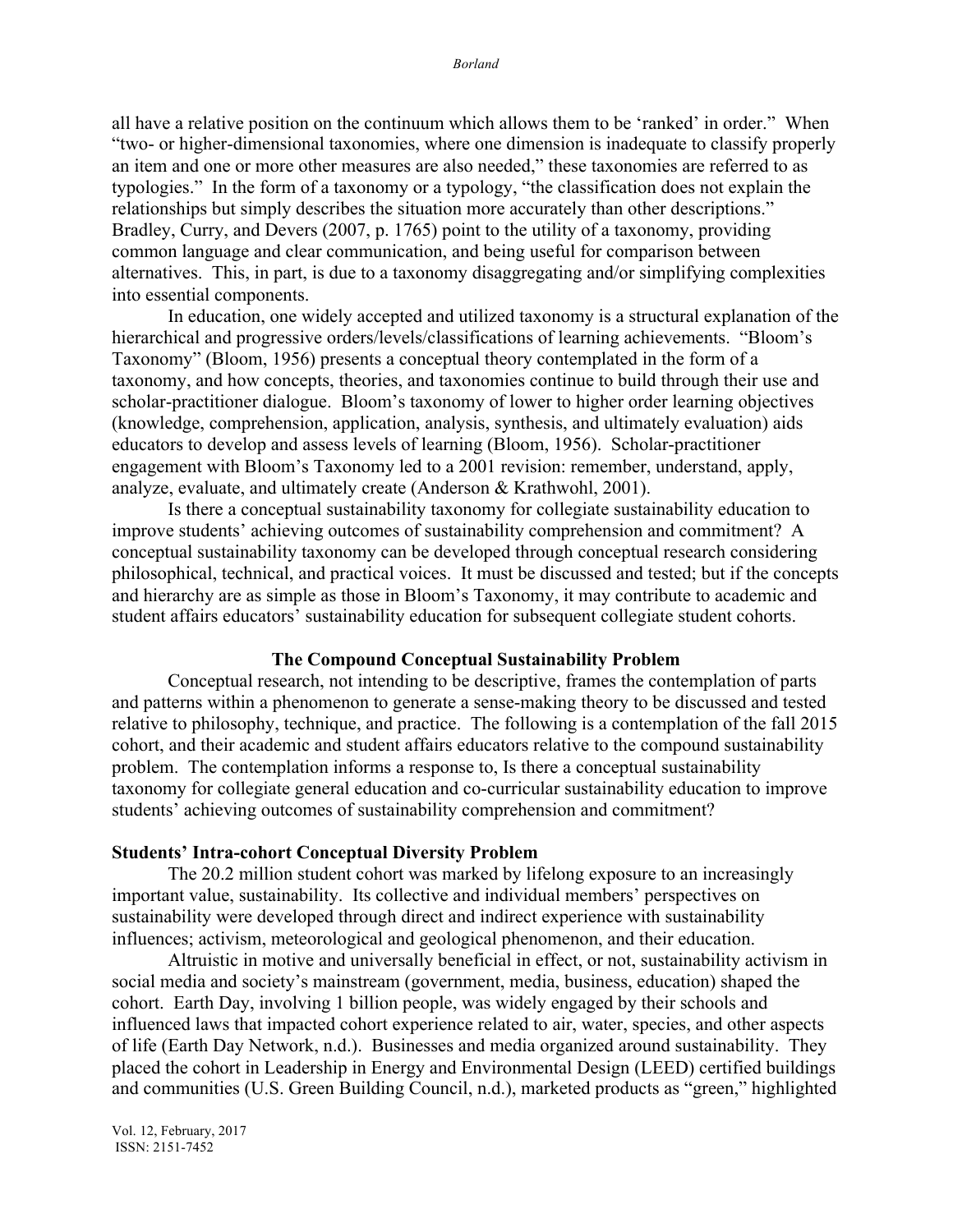all have a relative position on the continuum which allows them to be 'ranked' in order." When "two- or higher-dimensional taxonomies, where one dimension is inadequate to classify properly an item and one or more other measures are also needed," these taxonomies are referred to as typologies." In the form of a taxonomy or a typology, "the classification does not explain the relationships but simply describes the situation more accurately than other descriptions." Bradley, Curry, and Devers (2007, p. 1765) point to the utility of a taxonomy, providing common language and clear communication, and being useful for comparison between alternatives. This, in part, is due to a taxonomy disaggregating and/or simplifying complexities into essential components.

In education, one widely accepted and utilized taxonomy is a structural explanation of the hierarchical and progressive orders/levels/classifications of learning achievements. "Bloom's Taxonomy" (Bloom, 1956) presents a conceptual theory contemplated in the form of a taxonomy, and how concepts, theories, and taxonomies continue to build through their use and scholar-practitioner dialogue. Bloom's taxonomy of lower to higher order learning objectives (knowledge, comprehension, application, analysis, synthesis, and ultimately evaluation) aids educators to develop and assess levels of learning (Bloom, 1956). Scholar-practitioner engagement with Bloom's Taxonomy led to a 2001 revision: remember, understand, apply, analyze, evaluate, and ultimately create (Anderson & Krathwohl, 2001).

Is there a conceptual sustainability taxonomy for collegiate sustainability education to improve students' achieving outcomes of sustainability comprehension and commitment? A conceptual sustainability taxonomy can be developed through conceptual research considering philosophical, technical, and practical voices. It must be discussed and tested; but if the concepts and hierarchy are as simple as those in Bloom's Taxonomy, it may contribute to academic and student affairs educators' sustainability education for subsequent collegiate student cohorts.

## The Compound Conceptual Sustainability Problem

Conceptual research, not intending to be descriptive, frames the contemplation of parts and patterns within a phenomenon to generate a sense-making theory to be discussed and tested relative to philosophy, technique, and practice. The following is a contemplation of the fall 2015 cohort, and their academic and student affairs educators relative to the compound sustainability problem. The contemplation informs a response to, Is there a conceptual sustainability taxonomy for collegiate general education and co-curricular sustainability education to improve students' achieving outcomes of sustainability comprehension and commitment?

### Students' Intra-cohort Conceptual Diversity Problem

The 20.2 million student cohort was marked by lifelong exposure to an increasingly important value, sustainability. Its collective and individual members' perspectives on sustainability were developed through direct and indirect experience with sustainability influences; activism, meteorological and geological phenomenon, and their education.

Altruistic in motive and universally beneficial in effect, or not, sustainability activism in social media and society's mainstream (government, media, business, education) shaped the cohort. Earth Day, involving 1 billion people, was widely engaged by their schools and influenced laws that impacted cohort experience related to air, water, species, and other aspects of life (Earth Day Network, n.d.). Businesses and media organized around sustainability. They placed the cohort in Leadership in Energy and Environmental Design (LEED) certified buildings and communities (U.S. Green Building Council, n.d.), marketed products as "green," highlighted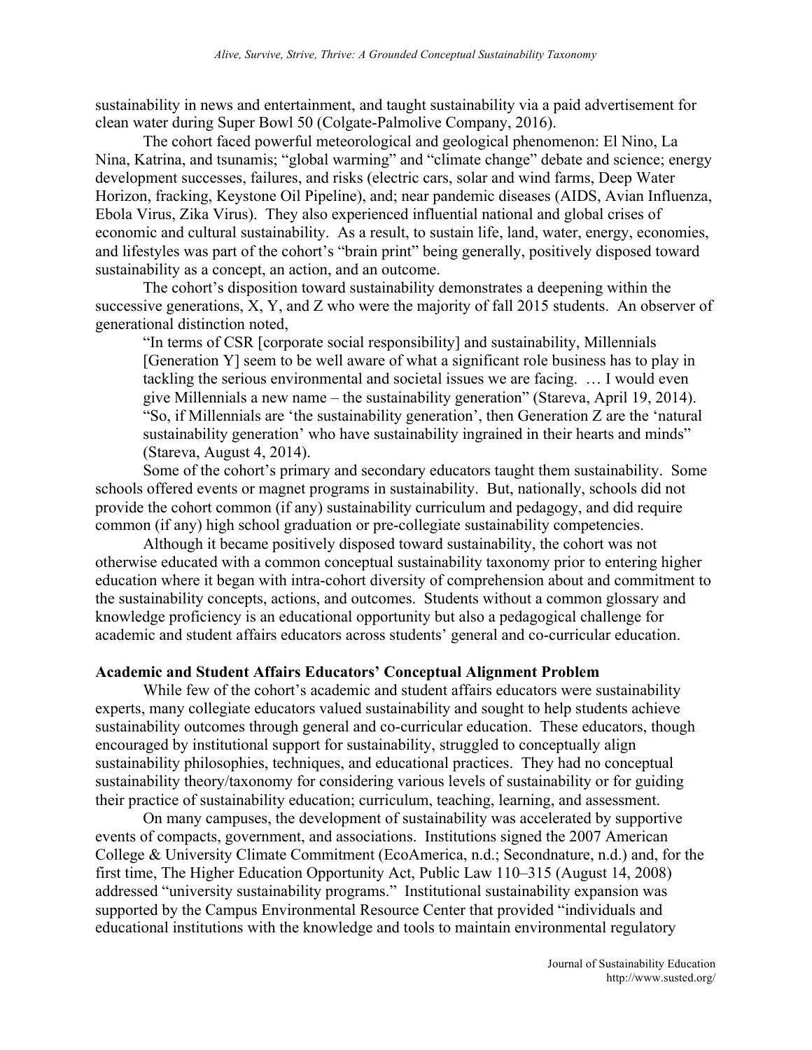sustainability in news and entertainment, and taught sustainability via a paid advertisement for clean water during Super Bowl 50 (Colgate-Palmolive Company, 2016).

The cohort faced powerful meteorological and geological phenomenon: El Nino, La Nina, Katrina, and tsunamis; "global warming" and "climate change" debate and science; energy development successes, failures, and risks (electric cars, solar and wind farms, Deep Water Horizon, fracking, Keystone Oil Pipeline), and; near pandemic diseases (AIDS, Avian Influenza, Ebola Virus, Zika Virus). They also experienced influential national and global crises of economic and cultural sustainability. As a result, to sustain life, land, water, energy, economies, and lifestyles was part of the cohort's "brain print" being generally, positively disposed toward sustainability as a concept, an action, and an outcome.

The cohort's disposition toward sustainability demonstrates a deepening within the successive generations, X, Y, and Z who were the majority of fall 2015 students. An observer of generational distinction noted,

> "In terms of CSR [corporate social responsibility] and sustainability, Millennials [Generation Y] seem to be well aware of what a significant role business has to play in tackling the serious environmental and societal issues we are facing. … I would even give Millennials a new name – the sustainability generation" (Stareva, April 19, 2014). "So, if Millennials are 'the sustainability generation', then Generation Z are the 'natural sustainability generation' who have sustainability ingrained in their hearts and minds" (Stareva, August 4, 2014).

Some of the cohort's primary and secondary educators taught them sustainability. Some schools offered events or magnet programs in sustainability. But, nationally, schools did not provide the cohort common (if any) sustainability curriculum and pedagogy, and did require common (if any) high school graduation or pre-collegiate sustainability competencies.

Although it became positively disposed toward sustainability, the cohort was not otherwise educated with a common conceptual sustainability taxonomy prior to entering higher education where it began with intra-cohort diversity of comprehension about and commitment to the sustainability concepts, actions, and outcomes. Students without a common glossary and knowledge proficiency is an educational opportunity but also a pedagogical challenge for academic and student affairs educators across students' general and co-curricular education.

**Academic and Student Affairs Educators' Conceptual Alignment Problem**

While few of the cohort's academic and student affairs educators were sustainability experts, many collegiate educators valued sustainability and sought to help students achieve sustainability outcomes through general and co-curricular education. These educators, though encouraged by institutional support for sustainability, struggled to conceptually align sustainability philosophies, techniques, and educational practices. They had no conceptual sustainability theory/taxonomy for considering various levels of sustainability or for guiding their practice of sustainability education; curriculum, teaching, learning, and assessment.

On many campuses, the development of sustainability was accelerated by supportive events of compacts, government, and associations. Institutions signed the 2007 American College & University Climate Commitment (EcoAmerica, n.d.; Secondnature, n.d.) and, for the first time, The Higher Education Opportunity Act, Public Law 110–315 (August 14, 2008) addressed "university sustainability programs." Institutional sustainability expansion was supported by the Campus Environmental Resource Center that provided "individuals and educational institutions with the knowledge and tools to maintain environmental regulatory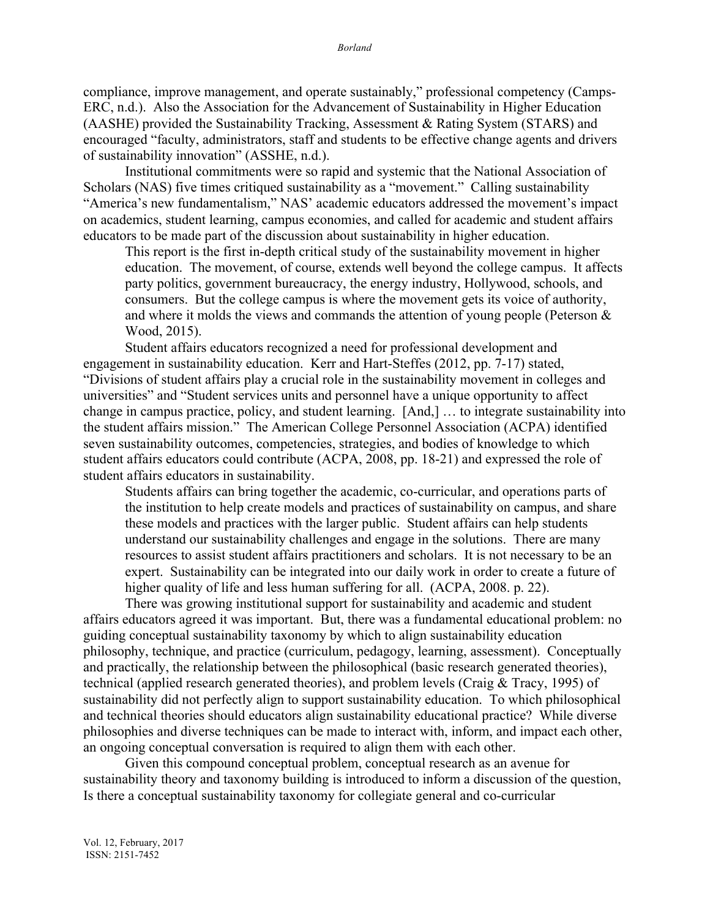compliance, improve management, and operate sustainably," professional competency (Camps-ERC, n.d.). Also the Association for the Advancement of Sustainability in Higher Education (AASHE) provided the Sustainability Tracking, Assessment & Rating System (STARS) and encouraged "faculty, administrators, staff and students to be effective change agents and drivers of sustainability innovation" (ASSHE, n.d.).

Institutional commitments were so rapid and systemic that the National Association of Scholars (NAS) five times critiqued sustainability as a "movement." Calling sustainability "America's new fundamentalism," NAS' academic educators addressed the movement's impact on academics, student learning, campus economies, and called for academic and student affairs educators to be made part of the discussion about sustainability in higher education.

> This report is the first in-depth critical study of the sustainability movement in higher education. The movement, of course, extends well beyond the college campus. It affects party politics, government bureaucracy, the energy industry, Hollywood, schools, and consumers. But the college campus is where the movement gets its voice of authority, and where it molds the views and commands the attention of young people (Peterson & Wood, 2015).

Student affairs educators recognized a need for professional development and engagement in sustainability education. Kerr and Hart-Steffes (2012, pp. 7-17) stated, "Divisions of student affairs play a crucial role in the sustainability movement in colleges and universities" and "Student services units and personnel have a unique opportunity to affect change in campus practice, policy, and student learning. [And,] … to integrate sustainability into the student affairs mission." The American College Personnel Association (ACPA) identified seven sustainability outcomes, competencies, strategies, and bodies of knowledge to which student affairs educators could contribute (ACPA, 2008, pp. 18-21) and expressed the role of student affairs educators in sustainability.

> Students affairs can bring together the academic, co-curricular, and operations parts of the institution to help create models and practices of sustainability on campus, and share these models and practices with the larger public. Student affairs can help students understand our sustainability challenges and engage in the solutions. There are many resources to assist student affairs practitioners and scholars. It is not necessary to be an expert. Sustainability can be integrated into our daily work in order to create a future of higher quality of life and less human suffering for all. (ACPA, 2008. p. 22).

There was growing institutional support for sustainability and academic and student affairs educators agreed it was important. But, there was a fundamental educational problem: no guiding conceptual sustainability taxonomy by which to align sustainability education philosophy, technique, and practice (curriculum, pedagogy, learning, assessment). Conceptually and practically, the relationship between the philosophical (basic research generated theories), technical (applied research generated theories), and problem levels (Craig & Tracy, 1995) of sustainability did not perfectly align to support sustainability education. To which philosophical and technical theories should educators align sustainability educational practice? While diverse philosophies and diverse techniques can be made to interact with, inform, and impact each other, an ongoing conceptual conversation is required to align them with each other.

Given this compound conceptual problem, conceptual research as an avenue for sustainability theory and taxonomy building is introduced to inform a discussion of the question, Is there a conceptual sustainability taxonomy for collegiate general and co-curricular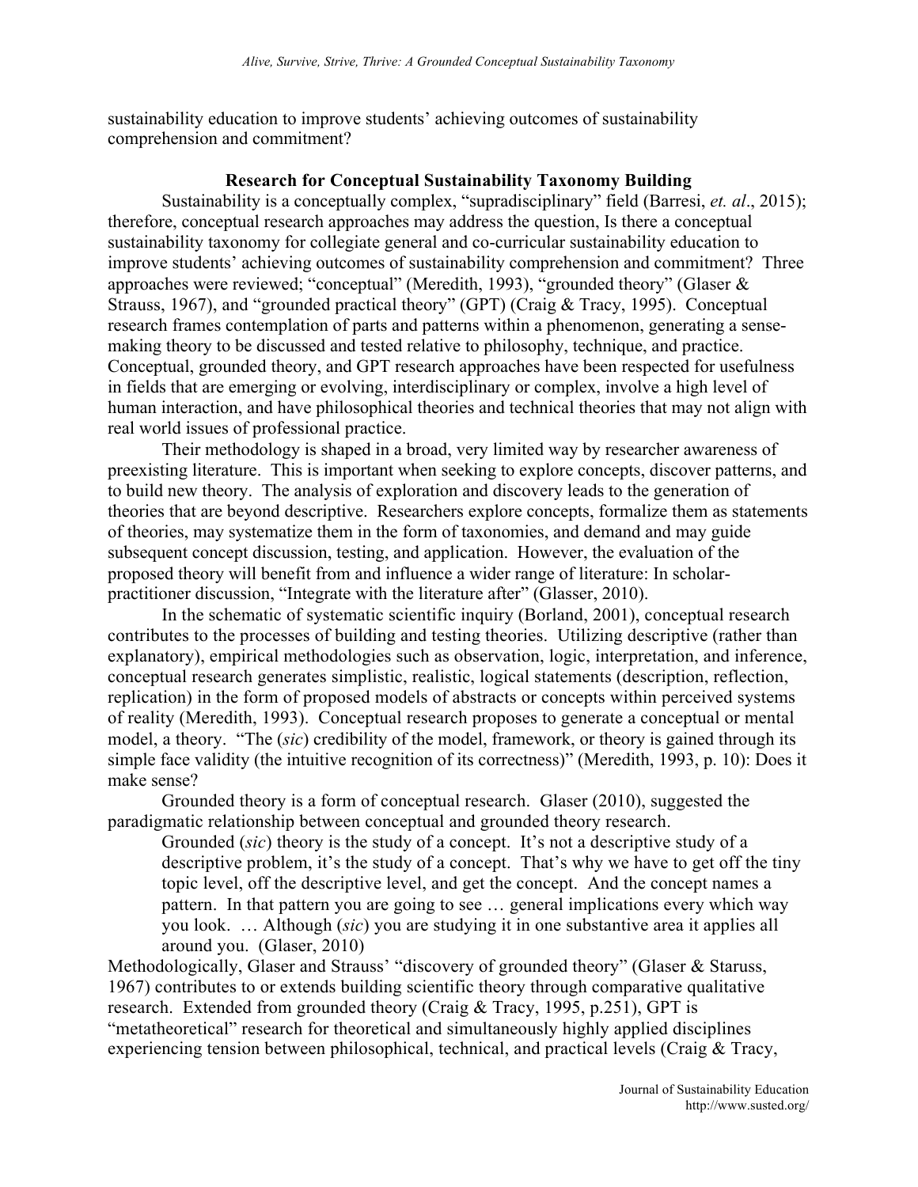sustainability education to improve students' achieving outcomes of sustainability comprehension and commitment?

## Research for Conceptual Sustainability Taxonomy Building

Sustainability is a conceptually complex, "supradisciplinary" field (Barresi, *et. al*., 2015); therefore, conceptual research approaches may address the question, Is there a conceptual sustainability taxonomy for collegiate general and co-curricular sustainability education to improve students' achieving outcomes of sustainability comprehension and commitment? Three approaches were reviewed; "conceptual" (Meredith, 1993), "grounded theory" (Glaser & Strauss, 1967), and "grounded practical theory" (GPT) (Craig & Tracy, 1995). Conceptual research frames contemplation of parts and patterns within a phenomenon, generating a sense-making theory to be discussed and tested relative to philosophy, technique, and practice. Conceptual, grounded theory, and GPT research approaches have been respected for usefulness in fields that are emerging or evolving, interdisciplinary or complex, involve a high level of human interaction, and have philosophical theories and technical theories that may not align with real world issues of professional practice.

Their methodology is shaped in a broad, very limited way by researcher awareness of preexisting literature. This is important when seeking to explore concepts, discover patterns, and to build new theory. The analysis of exploration and discovery leads to the generation of theories that are beyond descriptive. Researchers explore concepts, formalize them as statements of theories, may systematize them in the form of taxonomies, and demand and may guide subsequent concept discussion, testing, and application. However, the evaluation of the proposed theory will benefit from and influence a wider range of literature: In scholar-practitioner discussion, "Integrate with the literature after" (Glasser, 2010).

In the schematic of systematic scientific inquiry (Borland, 2001), conceptual research contributes to the processes of building and testing theories. Utilizing descriptive (rather than explanatory), empirical methodologies such as observation, logic, interpretation, and inference, conceptual research generates simplistic, realistic, logical statements (description, reflection, replication) in the form of proposed models of abstracts or concepts within perceived systems of reality (Meredith, 1993). Conceptual research proposes to generate a conceptual or mental model, a theory. "The (*sic*) credibility of the model, framework, or theory is gained through its simple face validity (the intuitive recognition of its correctness)" (Meredith, 1993, p. 10): Does it make sense?

Grounded theory is a form of conceptual research. Glaser (2010), suggested the paradigmatic relationship between conceptual and grounded theory research.

> Grounded (*sic*) theory is the study of a concept. It's not a descriptive study of a descriptive problem, it's the study of a concept. That's why we have to get off the tiny topic level, off the descriptive level, and get the concept. And the concept names a pattern. In that pattern you are going to see … general implications every which way you look. … Although (*sic*) you are studying it in one substantive area it applies all around you. (Glaser, 2010)

Methodologically, Glaser and Strauss' "discovery of grounded theory" (Glaser & Staruss, 1967) contributes to or extends building scientific theory through comparative qualitative research. Extended from grounded theory (Craig & Tracy, 1995, p.251), GPT is "metatheoretical" research for theoretical and simultaneously highly applied disciplines experiencing tension between philosophical, technical, and practical levels (Craig & Tracy,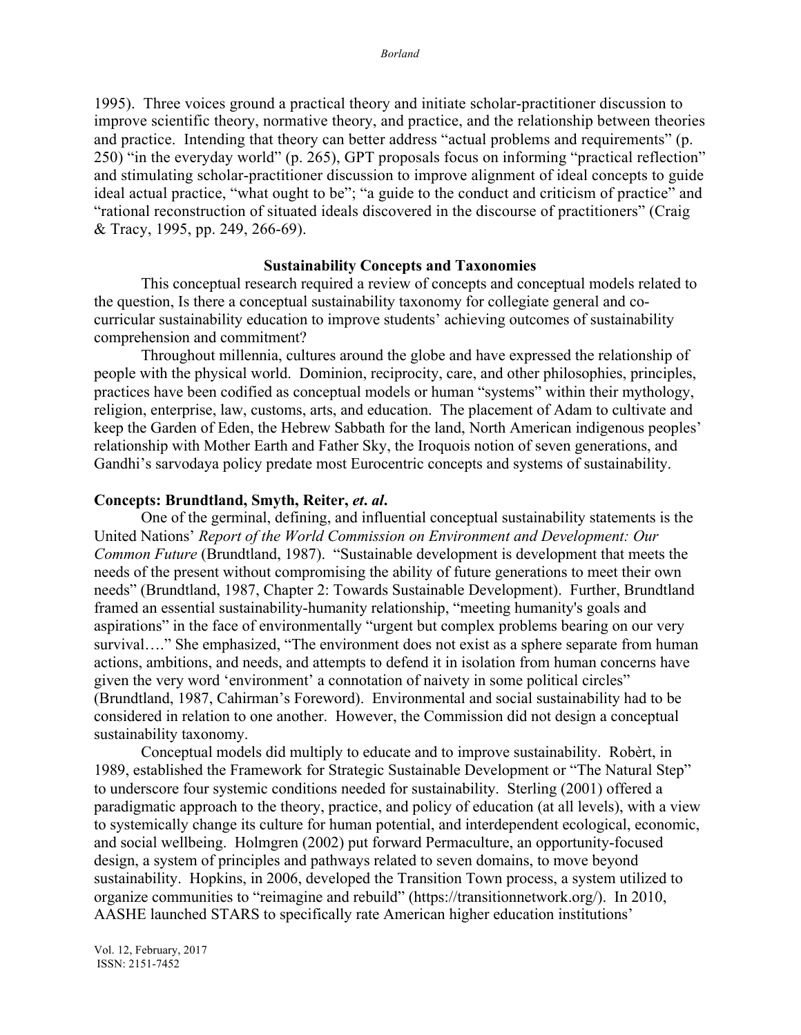1995). Three voices ground a practical theory and initiate scholar-practitioner discussion to improve scientific theory, normative theory, and practice, and the relationship between theories and practice. Intending that theory can better address "actual problems and requirements" (p. 250) "in the everyday world" (p. 265), GPT proposals focus on informing "practical reflection" and stimulating scholar-practitioner discussion to improve alignment of ideal concepts to guide ideal actual practice, "what ought to be"; "a guide to the conduct and criticism of practice" and "rational reconstruction of situated ideals discovered in the discourse of practitioners" (Craig & Tracy, 1995, pp. 249, 266-69).

## Sustainability Concepts and Taxonomies

This conceptual research required a review of concepts and conceptual models related to the question, Is there a conceptual sustainability taxonomy for collegiate general and co-curricular sustainability education to improve students' achieving outcomes of sustainability comprehension and commitment?

Throughout millennia, cultures around the globe and have expressed the relationship of people with the physical world. Dominion, reciprocity, care, and other philosophies, principles, practices have been codified as conceptual models or human "systems" within their mythology, religion, enterprise, law, customs, arts, and education. The placement of Adam to cultivate and keep the Garden of Eden, the Hebrew Sabbath for the land, North American indigenous peoples' relationship with Mother Earth and Father Sky, the Iroquois notion of seven generations, and Gandhi's sarvodaya policy predate most Eurocentric concepts and systems of sustainability.

### Concepts: Brundtland, Smyth, Reiter, *et. al*.

One of the germinal, defining, and influential conceptual sustainability statements is the United Nations' *Report of the World Commission on Environment and Development: Our Common Future* (Brundtland, 1987). "Sustainable development is development that meets the needs of the present without compromising the ability of future generations to meet their own needs" (Brundtland, 1987, Chapter 2: Towards Sustainable Development). Further, Brundtland framed an essential sustainability-humanity relationship, "meeting humanity's goals and aspirations" in the face of environmentally "urgent but complex problems bearing on our very survival…." She emphasized, "The environment does not exist as a sphere separate from human actions, ambitions, and needs, and attempts to defend it in isolation from human concerns have given the very word 'environment' a connotation of naivety in some political circles" (Brundtland, 1987, Cahirman's Foreword). Environmental and social sustainability had to be considered in relation to one another. However, the Commission did not design a conceptual sustainability taxonomy.

Conceptual models did multiply to educate and to improve sustainability. Robèrt, in 1989, established the Framework for Strategic Sustainable Development or "The Natural Step" to underscore four systemic conditions needed for sustainability. Sterling (2001) offered a paradigmatic approach to the theory, practice, and policy of education (at all levels), with a view to systemically change its culture for human potential, and interdependent ecological, economic, and social wellbeing. Holmgren (2002) put forward Permaculture, an opportunity-focused design, a system of principles and pathways related to seven domains, to move beyond sustainability. Hopkins, in 2006, developed the Transition Town process, a system utilized to organize communities to "reimagine and rebuild" (https://transitionnetwork.org/). In 2010, AASHE launched STARS to specifically rate American higher education institutions'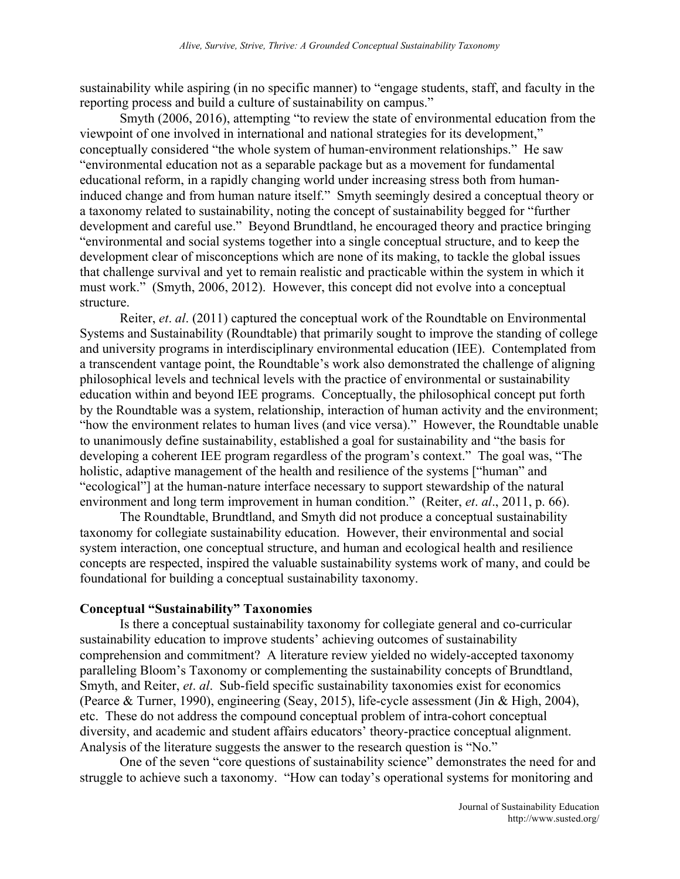sustainability while aspiring (in no specific manner) to "engage students, staff, and faculty in the reporting process and build a culture of sustainability on campus."

Smyth (2006, 2016), attempting "to review the state of environmental education from the viewpoint of one involved in international and national strategies for its development," conceptually considered "the whole system of human-environment relationships." He saw "environmental education not as a separable package but as a movement for fundamental educational reform, in a rapidly changing world under increasing stress both from human-induced change and from human nature itself." Smyth seemingly desired a conceptual theory or a taxonomy related to sustainability, noting the concept of sustainability begged for "further development and careful use." Beyond Brundtland, he encouraged theory and practice bringing "environmental and social systems together into a single conceptual structure, and to keep the development clear of misconceptions which are none of its making, to tackle the global issues that challenge survival and yet to remain realistic and practicable within the system in which it must work." (Smyth, 2006, 2012). However, this concept did not evolve into a conceptual structure.

Reiter, *et*. *al*. (2011) captured the conceptual work of the Roundtable on Environmental Systems and Sustainability (Roundtable) that primarily sought to improve the standing of college and university programs in interdisciplinary environmental education (IEE). Contemplated from a transcendent vantage point, the Roundtable's work also demonstrated the challenge of aligning philosophical levels and technical levels with the practice of environmental or sustainability education within and beyond IEE programs. Conceptually, the philosophical concept put forth by the Roundtable was a system, relationship, interaction of human activity and the environment; "how the environment relates to human lives (and vice versa)." However, the Roundtable unable to unanimously define sustainability, established a goal for sustainability and "the basis for developing a coherent IEE program regardless of the program's context." The goal was, "The holistic, adaptive management of the health and resilience of the systems ["human" and "ecological"] at the human-nature interface necessary to support stewardship of the natural environment and long term improvement in human condition." (Reiter, *et*. *al*., 2011, p. 66).

The Roundtable, Brundtland, and Smyth did not produce a conceptual sustainability taxonomy for collegiate sustainability education. However, their environmental and social system interaction, one conceptual structure, and human and ecological health and resilience concepts are respected, inspired the valuable sustainability systems work of many, and could be foundational for building a conceptual sustainability taxonomy.

**Conceptual "Sustainability" Taxonomies**

Is there a conceptual sustainability taxonomy for collegiate general and co-curricular sustainability education to improve students' achieving outcomes of sustainability comprehension and commitment? A literature review yielded no widely-accepted taxonomy paralleling Bloom's Taxonomy or complementing the sustainability concepts of Brundtland, Smyth, and Reiter, *et*. *al*. Sub-field specific sustainability taxonomies exist for economics (Pearce & Turner, 1990), engineering (Seay, 2015), life-cycle assessment (Jin & High, 2004), etc. These do not address the compound conceptual problem of intra-cohort conceptual diversity, and academic and student affairs educators' theory-practice conceptual alignment. Analysis of the literature suggests the answer to the research question is "No."

One of the seven "core questions of sustainability science" demonstrates the need for and struggle to achieve such a taxonomy. "How can today's operational systems for monitoring and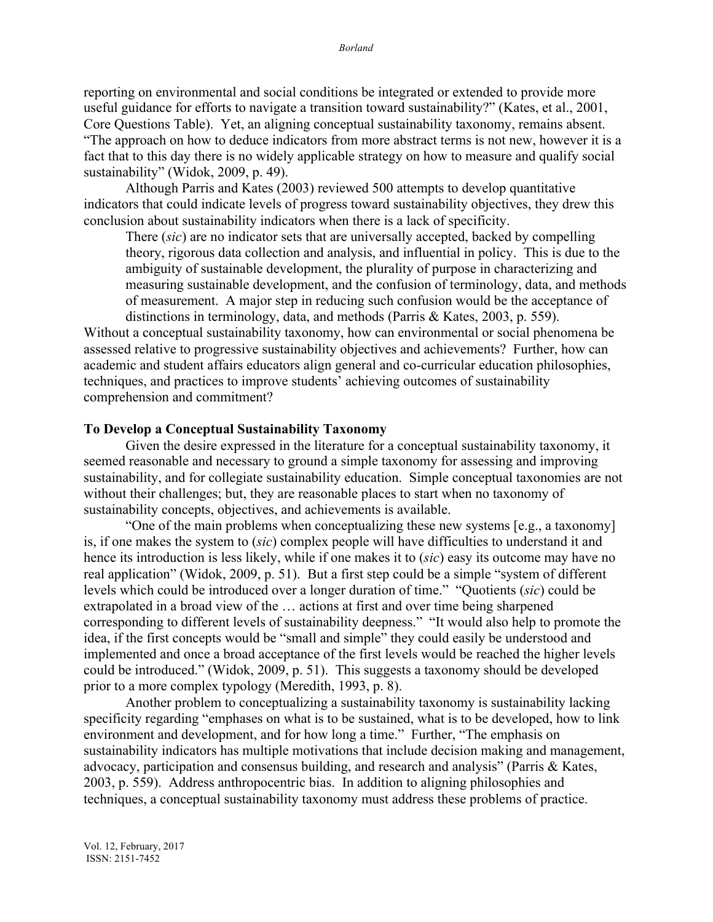reporting on environmental and social conditions be integrated or extended to provide more useful guidance for efforts to navigate a transition toward sustainability?" (Kates, et al., 2001, Core Questions Table). Yet, an aligning conceptual sustainability taxonomy, remains absent. "The approach on how to deduce indicators from more abstract terms is not new, however it is a fact that to this day there is no widely applicable strategy on how to measure and qualify social sustainability" (Widok, 2009, p. 49).

Although Parris and Kates (2003) reviewed 500 attempts to develop quantitative indicators that could indicate levels of progress toward sustainability objectives, they drew this conclusion about sustainability indicators when there is a lack of specificity.

> There (*sic*) are no indicator sets that are universally accepted, backed by compelling theory, rigorous data collection and analysis, and influential in policy. This is due to the ambiguity of sustainable development, the plurality of purpose in characterizing and measuring sustainable development, and the confusion of terminology, data, and methods of measurement. A major step in reducing such confusion would be the acceptance of distinctions in terminology, data, and methods (Parris & Kates, 2003, p. 559).

Without a conceptual sustainability taxonomy, how can environmental or social phenomena be assessed relative to progressive sustainability objectives and achievements? Further, how can academic and student affairs educators align general and co-curricular education philosophies, techniques, and practices to improve students' achieving outcomes of sustainability comprehension and commitment?

**To Develop a Conceptual Sustainability Taxonomy**

Given the desire expressed in the literature for a conceptual sustainability taxonomy, it seemed reasonable and necessary to ground a simple taxonomy for assessing and improving sustainability, and for collegiate sustainability education. Simple conceptual taxonomies are not without their challenges; but, they are reasonable places to start when no taxonomy of sustainability concepts, objectives, and achievements is available.

"One of the main problems when conceptualizing these new systems [e.g., a taxonomy] is, if one makes the system to (*sic*) complex people will have difficulties to understand it and hence its introduction is less likely, while if one makes it to (*sic*) easy its outcome may have no real application" (Widok, 2009, p. 51). But a first step could be a simple "system of different levels which could be introduced over a longer duration of time." "Quotients (*sic*) could be extrapolated in a broad view of the … actions at first and over time being sharpened corresponding to different levels of sustainability deepness." "It would also help to promote the idea, if the first concepts would be "small and simple" they could easily be understood and implemented and once a broad acceptance of the first levels would be reached the higher levels could be introduced." (Widok, 2009, p. 51). This suggests a taxonomy should be developed prior to a more complex typology (Meredith, 1993, p. 8).

Another problem to conceptualizing a sustainability taxonomy is sustainability lacking specificity regarding "emphases on what is to be sustained, what is to be developed, how to link environment and development, and for how long a time." Further, "The emphasis on sustainability indicators has multiple motivations that include decision making and management, advocacy, participation and consensus building, and research and analysis" (Parris & Kates, 2003, p. 559). Address anthropocentric bias. In addition to aligning philosophies and techniques, a conceptual sustainability taxonomy must address these problems of practice.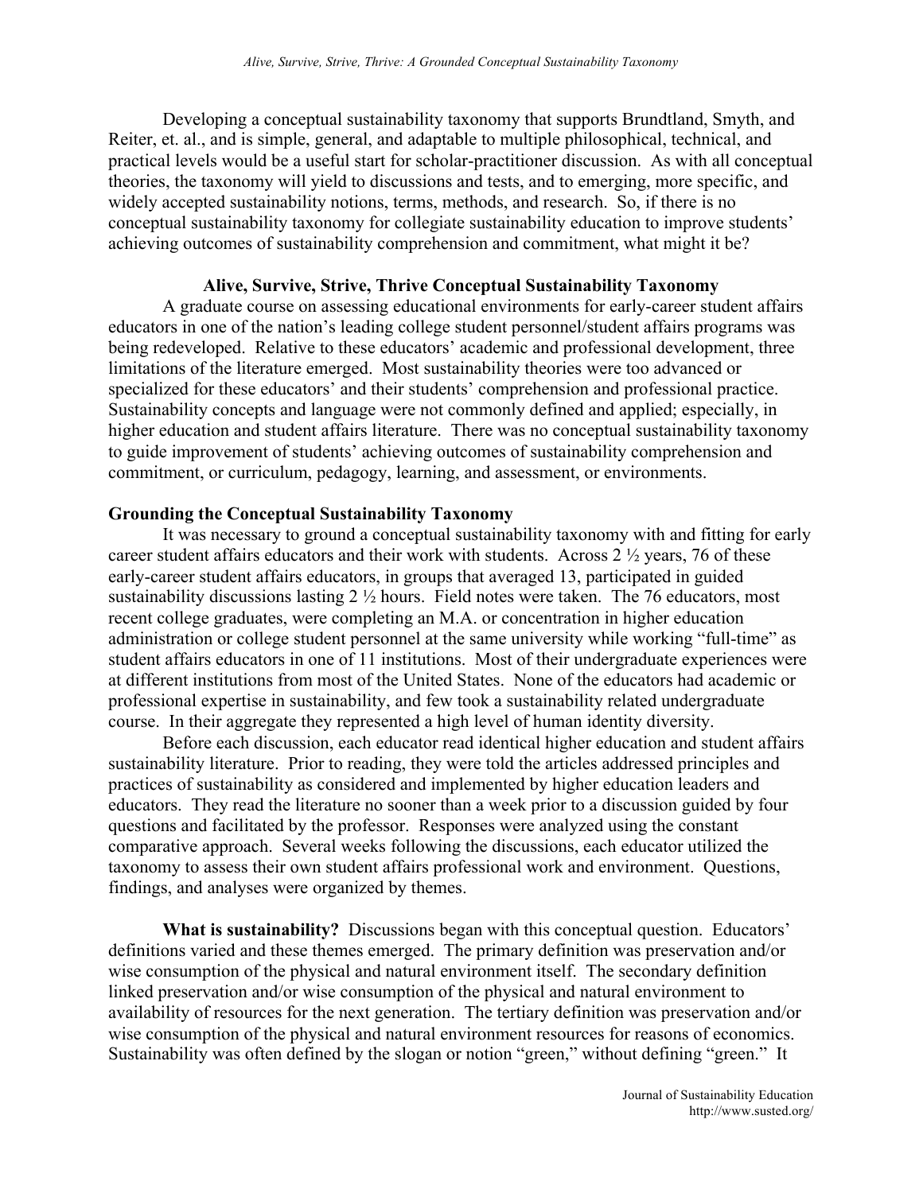Developing a conceptual sustainability taxonomy that supports Brundtland, Smyth, and Reiter, et. al., and is simple, general, and adaptable to multiple philosophical, technical, and practical levels would be a useful start for scholar-practitioner discussion. As with all conceptual theories, the taxonomy will yield to discussions and tests, and to emerging, more specific, and widely accepted sustainability notions, terms, methods, and research. So, if there is no conceptual sustainability taxonomy for collegiate sustainability education to improve students' achieving outcomes of sustainability comprehension and commitment, what might it be?

## Alive, Survive, Strive, Thrive Conceptual Sustainability Taxonomy

A graduate course on assessing educational environments for early-career student affairs educators in one of the nation's leading college student personnel/student affairs programs was being redeveloped. Relative to these educators' academic and professional development, three limitations of the literature emerged. Most sustainability theories were too advanced or specialized for these educators' and their students' comprehension and professional practice. Sustainability concepts and language were not commonly defined and applied; especially, in higher education and student affairs literature. There was no conceptual sustainability taxonomy to guide improvement of students' achieving outcomes of sustainability comprehension and commitment, or curriculum, pedagogy, learning, and assessment, or environments.

### Grounding the Conceptual Sustainability Taxonomy

It was necessary to ground a conceptual sustainability taxonomy with and fitting for early career student affairs educators and their work with students. Across 2 ½ years, 76 of these early-career student affairs educators, in groups that averaged 13, participated in guided sustainability discussions lasting 2 ½ hours. Field notes were taken. The 76 educators, most recent college graduates, were completing an M.A. or concentration in higher education administration or college student personnel at the same university while working "full-time" as student affairs educators in one of 11 institutions. Most of their undergraduate experiences were at different institutions from most of the United States. None of the educators had academic or professional expertise in sustainability, and few took a sustainability related undergraduate course. In their aggregate they represented a high level of human identity diversity.

Before each discussion, each educator read identical higher education and student affairs sustainability literature. Prior to reading, they were told the articles addressed principles and practices of sustainability as considered and implemented by higher education leaders and educators. They read the literature no sooner than a week prior to a discussion guided by four questions and facilitated by the professor. Responses were analyzed using the constant comparative approach. Several weeks following the discussions, each educator utilized the taxonomy to assess their own student affairs professional work and environment. Questions, findings, and analyses were organized by themes.

**What is sustainability?** Discussions began with this conceptual question. Educators' definitions varied and these themes emerged. The primary definition was preservation and/or wise consumption of the physical and natural environment itself. The secondary definition linked preservation and/or wise consumption of the physical and natural environment to availability of resources for the next generation. The tertiary definition was preservation and/or wise consumption of the physical and natural environment resources for reasons of economics. Sustainability was often defined by the slogan or notion "green," without defining "green." It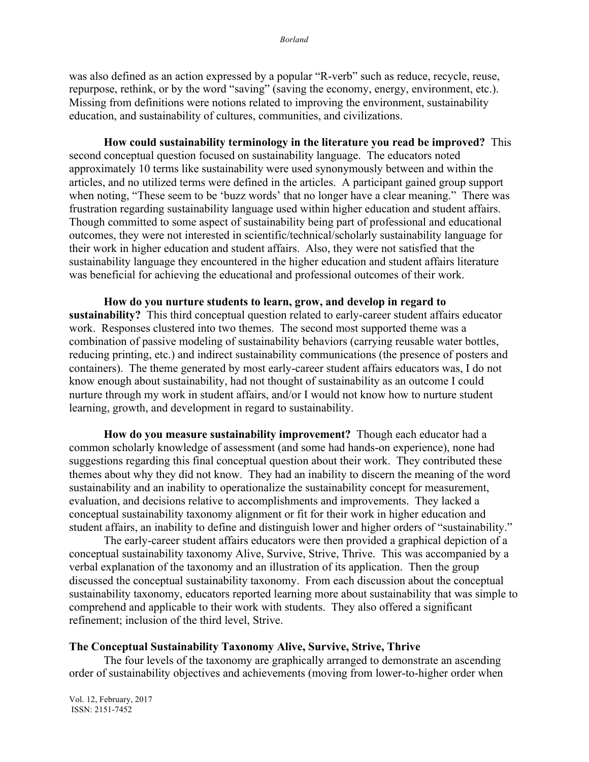was also defined as an action expressed by a popular "R-verb" such as reduce, recycle, reuse, repurpose, rethink, or by the word "saving" (saving the economy, energy, environment, etc.). Missing from definitions were notions related to improving the environment, sustainability education, and sustainability of cultures, communities, and civilizations.

**How could sustainability terminology in the literature you read be improved?** This second conceptual question focused on sustainability language. The educators noted approximately 10 terms like sustainability were used synonymously between and within the articles, and no utilized terms were defined in the articles. A participant gained group support when noting, "These seem to be 'buzz words' that no longer have a clear meaning." There was frustration regarding sustainability language used within higher education and student affairs. Though committed to some aspect of sustainability being part of professional and educational outcomes, they were not interested in scientific/technical/scholarly sustainability language for their work in higher education and student affairs. Also, they were not satisfied that the sustainability language they encountered in the higher education and student affairs literature was beneficial for achieving the educational and professional outcomes of their work.

**How do you nurture students to learn, grow, and develop in regard to sustainability?** This third conceptual question related to early-career student affairs educator work. Responses clustered into two themes. The second most supported theme was a combination of passive modeling of sustainability behaviors (carrying reusable water bottles, reducing printing, etc.) and indirect sustainability communications (the presence of posters and containers). The theme generated by most early-career student affairs educators was, I do not know enough about sustainability, had not thought of sustainability as an outcome I could nurture through my work in student affairs, and/or I would not know how to nurture student learning, growth, and development in regard to sustainability.

**How do you measure sustainability improvement?** Though each educator had a common scholarly knowledge of assessment (and some had hands-on experience), none had suggestions regarding this final conceptual question about their work. They contributed these themes about why they did not know. They had an inability to discern the meaning of the word sustainability and an inability to operationalize the sustainability concept for measurement, evaluation, and decisions relative to accomplishments and improvements. They lacked a conceptual sustainability taxonomy alignment or fit for their work in higher education and student affairs, an inability to define and distinguish lower and higher orders of "sustainability."

The early-career student affairs educators were then provided a graphical depiction of a conceptual sustainability taxonomy Alive, Survive, Strive, Thrive. This was accompanied by a verbal explanation of the taxonomy and an illustration of its application. Then the group discussed the conceptual sustainability taxonomy. From each discussion about the conceptual sustainability taxonomy, educators reported learning more about sustainability that was simple to comprehend and applicable to their work with students. They also offered a significant refinement; inclusion of the third level, Strive.

## The Conceptual Sustainability Taxonomy Alive, Survive, Strive, Thrive

The four levels of the taxonomy are graphically arranged to demonstrate an ascending order of sustainability objectives and achievements (moving from lower-to-higher order when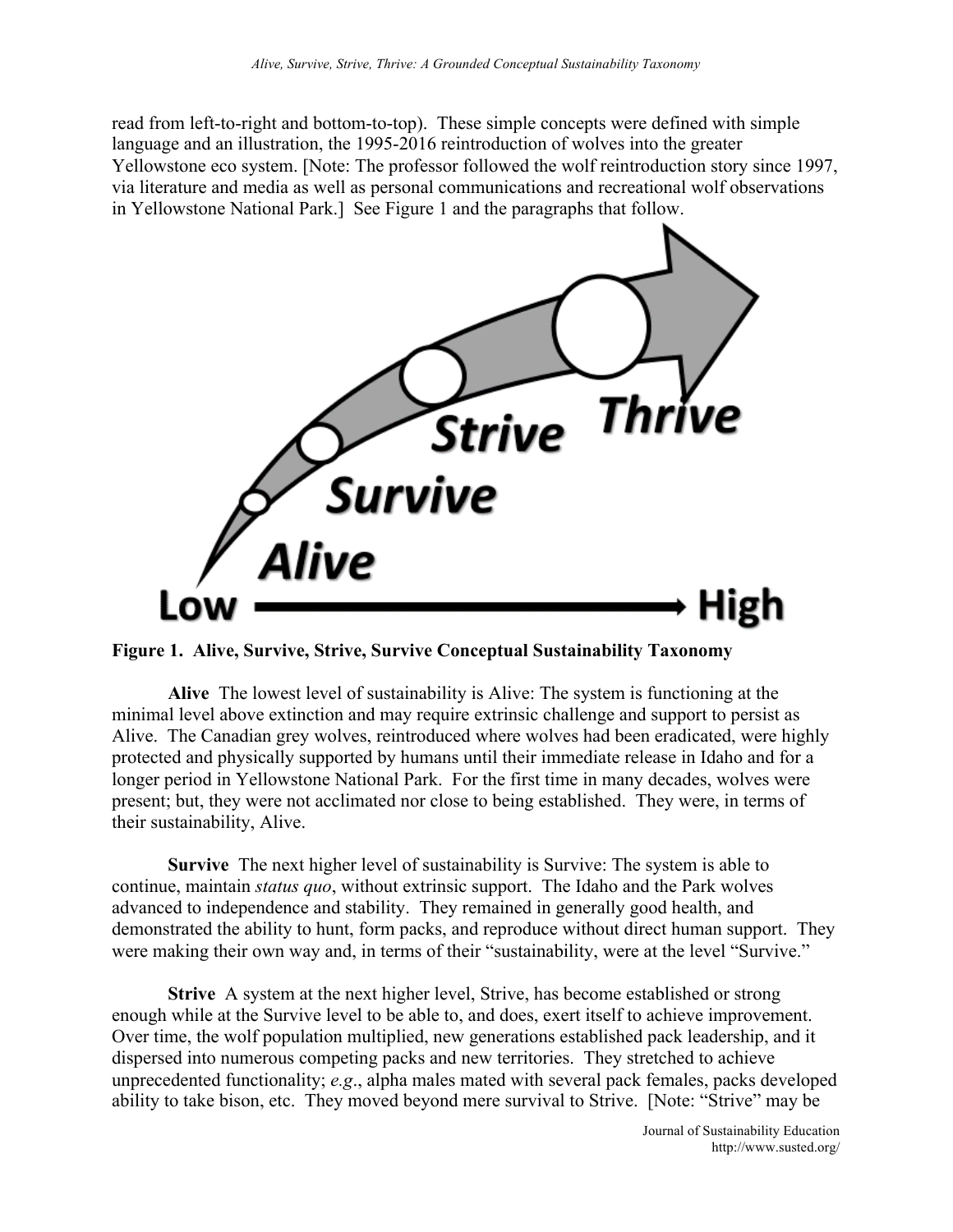read from left-to-right and bottom-to-top). These simple concepts were defined with simple language and an illustration, the 1995-2016 reintroduction of wolves into the greater Yellowstone eco system. [Note: The professor followed the wolf reintroduction story since 1997, via literature and media as well as personal communications and recreational wolf observations in Yellowstone National Park.] See Figure 1 and the paragraphs that follow.

**Figure 1. Alive, Survive, Strive, Survive Conceptual Sustainability Taxonomy**

**Alive** The lowest level of sustainability is Alive: The system is functioning at the minimal level above extinction and may require extrinsic challenge and support to persist as Alive. The Canadian grey wolves, reintroduced where wolves had been eradicated, were highly protected and physically supported by humans until their immediate release in Idaho and for a longer period in Yellowstone National Park. For the first time in many decades, wolves were present; but, they were not acclimated nor close to being established. They were, in terms of their sustainability, Alive.

**Survive** The next higher level of sustainability is Survive: The system is able to continue, maintain *status quo*, without extrinsic support. The Idaho and the Park wolves advanced to independence and stability. They remained in generally good health, and demonstrated the ability to hunt, form packs, and reproduce without direct human support. They were making their own way and, in terms of their "sustainability, were at the level "Survive."

**Strive** A system at the next higher level, Strive, has become established or strong enough while at the Survive level to be able to, and does, exert itself to achieve improvement. Over time, the wolf population multiplied, new generations established pack leadership, and it dispersed into numerous competing packs and new territories. They stretched to achieve unprecedented functionality; *e.g*., alpha males mated with several pack females, packs developed ability to take bison, etc. They moved beyond mere survival to Strive. [Note: "Strive" may be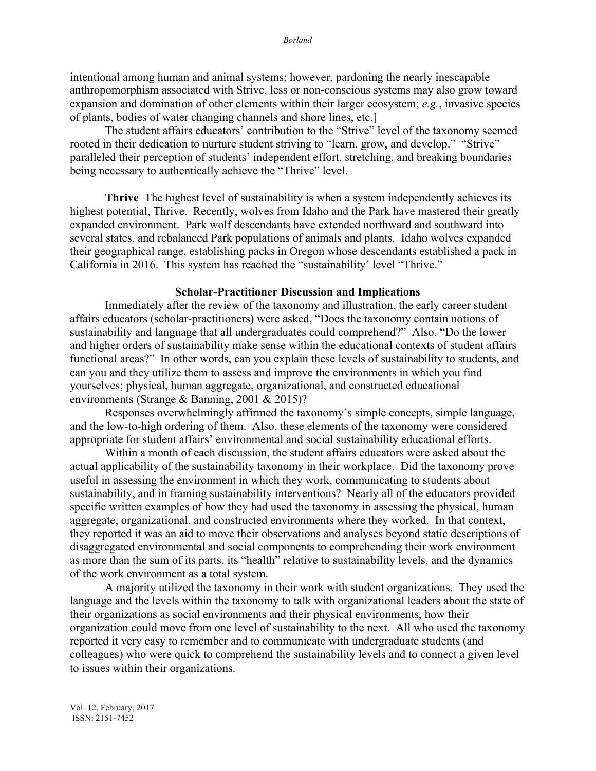intentional among human and animal systems; however, pardoning the nearly inescapable anthropomorphism associated with Strive, less or non-conscious systems may also grow toward expansion and domination of other elements within their larger ecosystem; *e.g.*, invasive species of plants, bodies of water changing channels and shore lines, etc.]

The student affairs educators' contribution to the "Strive" level of the taxonomy seemed rooted in their dedication to nurture student striving to "learn, grow, and develop." "Strive" paralleled their perception of students' independent effort, stretching, and breaking boundaries being necessary to authentically achieve the "Thrive" level.

**Thrive** The highest level of sustainability is when a system independently achieves its highest potential, Thrive. Recently, wolves from Idaho and the Park have mastered their greatly expanded environment. Park wolf descendants have extended northward and southward into several states, and rebalanced Park populations of animals and plants. Idaho wolves expanded their geographical range, establishing packs in Oregon whose descendants established a pack in California in 2016. This system has reached the "sustainability' level "Thrive."

## Scholar-Practitioner Discussion and Implications

Immediately after the review of the taxonomy and illustration, the early career student affairs educators (scholar-practitioners) were asked, "Does the taxonomy contain notions of sustainability and language that all undergraduates could comprehend?" Also, "Do the lower and higher orders of sustainability make sense within the educational contexts of student affairs functional areas?" In other words, can you explain these levels of sustainability to students, and can you and they utilize them to assess and improve the environments in which you find yourselves; physical, human aggregate, organizational, and constructed educational environments (Strange & Banning, 2001 & 2015)?

Responses overwhelmingly affirmed the taxonomy's simple concepts, simple language, and the low-to-high ordering of them. Also, these elements of the taxonomy were considered appropriate for student affairs' environmental and social sustainability educational efforts.

Within a month of each discussion, the student affairs educators were asked about the actual applicability of the sustainability taxonomy in their workplace. Did the taxonomy prove useful in assessing the environment in which they work, communicating to students about sustainability, and in framing sustainability interventions? Nearly all of the educators provided specific written examples of how they had used the taxonomy in assessing the physical, human aggregate, organizational, and constructed environments where they worked. In that context, they reported it was an aid to move their observations and analyses beyond static descriptions of disaggregated environmental and social components to comprehending their work environment as more than the sum of its parts, its "health" relative to sustainability levels, and the dynamics of the work environment as a total system.

A majority utilized the taxonomy in their work with student organizations. They used the language and the levels within the taxonomy to talk with organizational leaders about the state of their organizations as social environments and their physical environments, how their organization could move from one level of sustainability to the next. All who used the taxonomy reported it very easy to remember and to communicate with undergraduate students (and colleagues) who were quick to comprehend the sustainability levels and to connect a given level to issues within their organizations.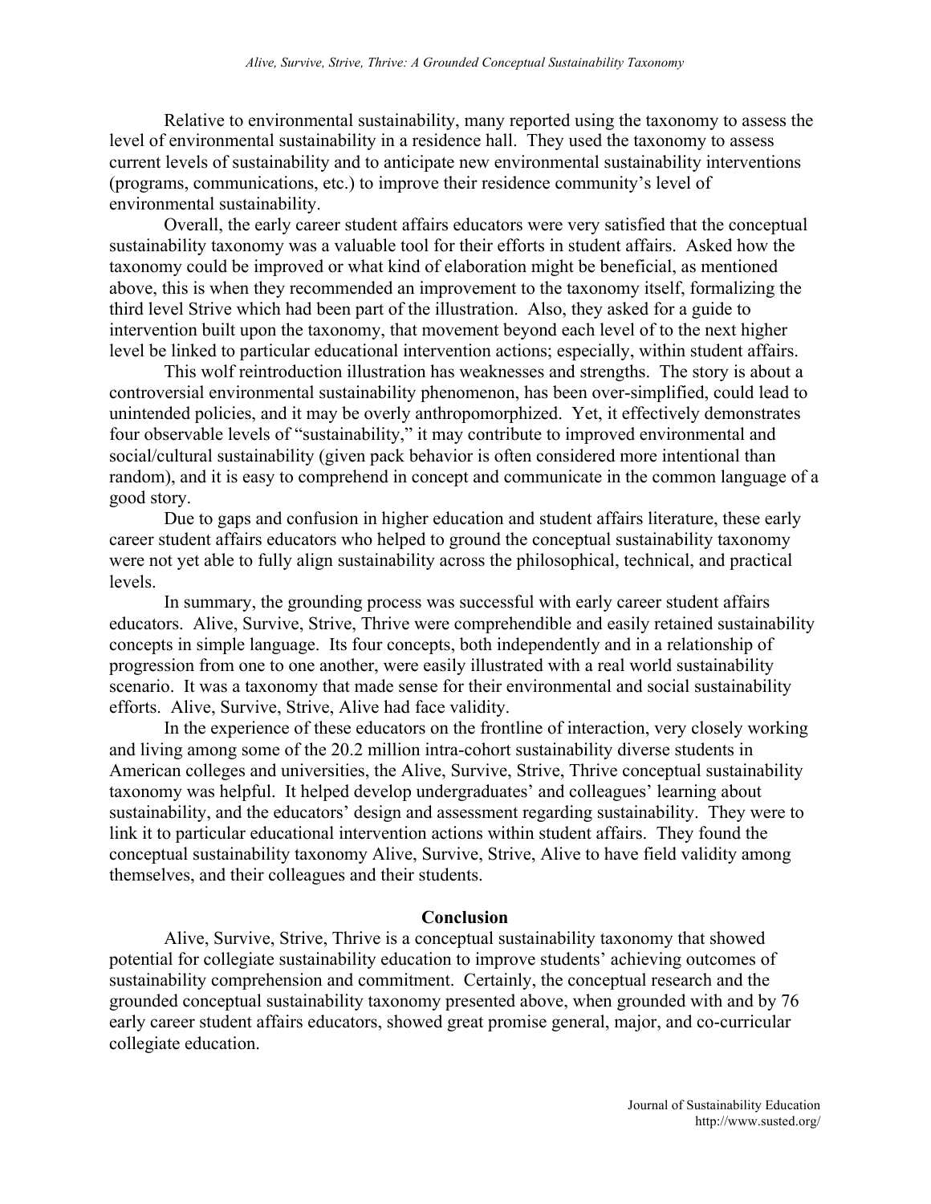Relative to environmental sustainability, many reported using the taxonomy to assess the level of environmental sustainability in a residence hall. They used the taxonomy to assess current levels of sustainability and to anticipate new environmental sustainability interventions (programs, communications, etc.) to improve their residence community's level of environmental sustainability.

Overall, the early career student affairs educators were very satisfied that the conceptual sustainability taxonomy was a valuable tool for their efforts in student affairs. Asked how the taxonomy could be improved or what kind of elaboration might be beneficial, as mentioned above, this is when they recommended an improvement to the taxonomy itself, formalizing the third level Strive which had been part of the illustration. Also, they asked for a guide to intervention built upon the taxonomy, that movement beyond each level of to the next higher level be linked to particular educational intervention actions; especially, within student affairs.

This wolf reintroduction illustration has weaknesses and strengths. The story is about a controversial environmental sustainability phenomenon, has been over-simplified, could lead to unintended policies, and it may be overly anthropomorphized. Yet, it effectively demonstrates four observable levels of "sustainability," it may contribute to improved environmental and social/cultural sustainability (given pack behavior is often considered more intentional than random), and it is easy to comprehend in concept and communicate in the common language of a good story.

Due to gaps and confusion in higher education and student affairs literature, these early career student affairs educators who helped to ground the conceptual sustainability taxonomy were not yet able to fully align sustainability across the philosophical, technical, and practical levels.

In summary, the grounding process was successful with early career student affairs educators. Alive, Survive, Strive, Thrive were comprehendible and easily retained sustainability concepts in simple language. Its four concepts, both independently and in a relationship of progression from one to one another, were easily illustrated with a real world sustainability scenario. It was a taxonomy that made sense for their environmental and social sustainability efforts. Alive, Survive, Strive, Alive had face validity.

In the experience of these educators on the frontline of interaction, very closely working and living among some of the 20.2 million intra-cohort sustainability diverse students in American colleges and universities, the Alive, Survive, Strive, Thrive conceptual sustainability taxonomy was helpful. It helped develop undergraduates' and colleagues' learning about sustainability, and the educators' design and assessment regarding sustainability. They were to link it to particular educational intervention actions within student affairs. They found the conceptual sustainability taxonomy Alive, Survive, Strive, Alive to have field validity among themselves, and their colleagues and their students.

## Conclusion

Alive, Survive, Strive, Thrive is a conceptual sustainability taxonomy that showed potential for collegiate sustainability education to improve students' achieving outcomes of sustainability comprehension and commitment. Certainly, the conceptual research and the grounded conceptual sustainability taxonomy presented above, when grounded with and by 76 early career student affairs educators, showed great promise general, major, and co-curricular collegiate education.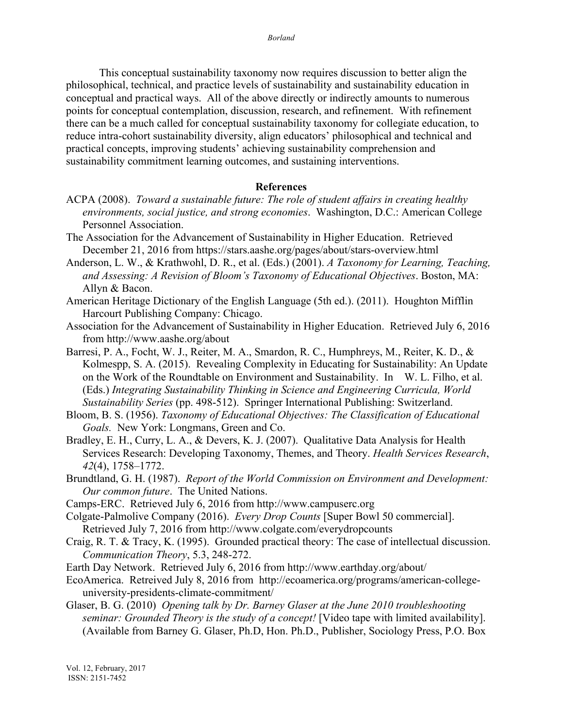This conceptual sustainability taxonomy now requires discussion to better align the philosophical, technical, and practice levels of sustainability and sustainability education in conceptual and practical ways. All of the above directly or indirectly amounts to numerous points for conceptual contemplation, discussion, research, and refinement. With refinement there can be a much called for conceptual sustainability taxonomy for collegiate education, to reduce intra-cohort sustainability diversity, align educators' philosophical and technical and practical concepts, improving students' achieving sustainability comprehension and sustainability commitment learning outcomes, and sustaining interventions.

## References

ACPA (2008). *Toward a sustainable future: The role of student affairs in creating healthy environments, social justice, and strong economies*. Washington, D.C.: American College Personnel Association.

The Association for the Advancement of Sustainability in Higher Education. Retrieved December 21, 2016 from https://stars.aashe.org/pages/about/stars-overview.html

Anderson, L. W., & Krathwohl, D. R., et al. (Eds.) (2001). *A Taxonomy for Learning, Teaching, and Assessing: A Revision of Bloom's Taxonomy of Educational Objectives*. Boston, MA: Allyn & Bacon.

American Heritage Dictionary of the English Language (5th ed.). (2011). Houghton Mifflin Harcourt Publishing Company: Chicago.

Association for the Advancement of Sustainability in Higher Education. Retrieved July 6, 2016 from http://www.aashe.org/about

Barresi, P. A., Focht, W. J., Reiter, M. A., Smardon, R. C., Humphreys, M., Reiter, K. D., & Kolmespp, S. A. (2015). Revealing Complexity in Educating for Sustainability: An Update on the Work of the Roundtable on Environment and Sustainability. In W. L. Filho, et al. (Eds.) *Integrating Sustainability Thinking in Science and Engineering Curricula, World Sustainability Series* (pp. 498-512). Springer International Publishing: Switzerland.

Bloom, B. S. (1956). *Taxonomy of Educational Objectives: The Classification of Educational Goals.* New York: Longmans, Green and Co.

Bradley, E. H., Curry, L. A., & Devers, K. J. (2007). Qualitative Data Analysis for Health Services Research: Developing Taxonomy, Themes, and Theory. *Health Services Research*, *42*(4), 1758–1772.

Brundtland, G. H. (1987). *Report of the World Commission on Environment and Development: Our common future*. The United Nations.

Camps-ERC. Retrieved July 6, 2016 from http://www.campuserc.org

Colgate-Palmolive Company (2016). *Every Drop Counts* [Super Bowl 50 commercial]. Retrieved July 7, 2016 from http://www.colgate.com/everydropcounts

Craig, R. T. & Tracy, K. (1995). Grounded practical theory: The case of intellectual discussion. *Communication Theory*, 5.3, 248-272.

Earth Day Network. Retrieved July 6, 2016 from http://www.earthday.org/about/

EcoAmerica. Retreived July 8, 2016 from http://ecoamerica.org/programs/american-college-university-presidents-climate-commitment/

Glaser, B. G. (2010) *Opening talk by Dr. Barney Glaser at the June 2010 troubleshooting seminar: Grounded Theory is the study of a concept!* [Video tape with limited availability]. (Available from Barney G. Glaser, Ph.D, Hon. Ph.D., Publisher, Sociology Press, P.O. Box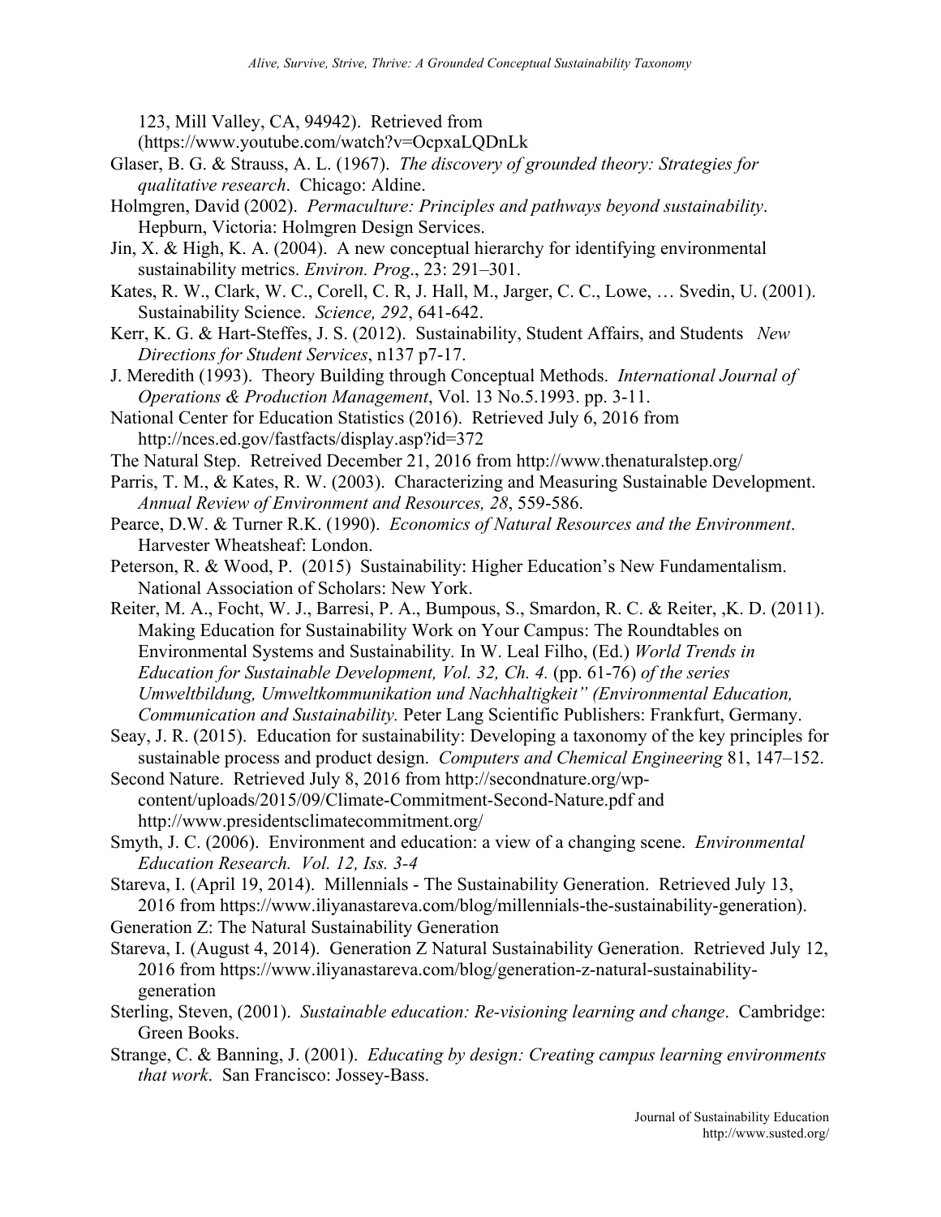123, Mill Valley, CA, 94942). Retrieved from (https://www.youtube.com/watch?v=OcpxaLQDnLk

Glaser, B. G. & Strauss, A. L. (1967). *The discovery of grounded theory: Strategies for qualitative research*. Chicago: Aldine.

Holmgren, David (2002). *Permaculture: Principles and pathways beyond sustainability*. Hepburn, Victoria: Holmgren Design Services.

Jin, X. & High, K. A. (2004). A new conceptual hierarchy for identifying environmental sustainability metrics. *Environ. Prog*., 23: 291–301.

Kates, R. W., Clark, W. C., Corell, C. R, J. Hall, M., Jarger, C. C., Lowe, … Svedin, U. (2001). Sustainability Science. *Science, 292*, 641-642.

Kerr, K. G. & Hart-Steffes, J. S. (2012). Sustainability, Student Affairs, and Students *New Directions for Student Services*, n137 p7-17.

J. Meredith (1993). Theory Building through Conceptual Methods. *International Journal of Operations & Production Management*, Vol. 13 No.5.1993. pp. 3-11.

National Center for Education Statistics (2016). Retrieved July 6, 2016 from http://nces.ed.gov/fastfacts/display.asp?id=372

The Natural Step. Retreived December 21, 2016 from http://www.thenaturalstep.org/

Parris, T. M., & Kates, R. W. (2003). Characterizing and Measuring Sustainable Development. *Annual Review of Environment and Resources, 28*, 559-586.

Pearce, D.W. & Turner R.K. (1990). *Economics of Natural Resources and the Environment*. Harvester Wheatsheaf: London.

Peterson, R. & Wood, P. (2015) Sustainability: Higher Education's New Fundamentalism. National Association of Scholars: New York.

Reiter, M. A., Focht, W. J., Barresi, P. A., Bumpous, S., Smardon, R. C. & Reiter, ,K. D. (2011). Making Education for Sustainability Work on Your Campus: The Roundtables on Environmental Systems and Sustainability. In W. Leal Filho, (Ed.) *World Trends in Education for Sustainable Development, Vol. 32, Ch. 4.* (pp. 61-76) *of the series Umweltbildung, Umweltkommunikation und Nachhaltigkeit" (Environmental Education, Communication and Sustainability.* Peter Lang Scientific Publishers: Frankfurt, Germany.

Seay, J. R. (2015). Education for sustainability: Developing a taxonomy of the key principles for sustainable process and product design. *Computers and Chemical Engineering* 81, 147–152.

Second Nature. Retrieved July 8, 2016 from http://secondnature.org/wp-content/uploads/2015/09/Climate-Commitment-Second-Nature.pdf and http://www.presidentsclimatecommitment.org/

Smyth, J. C. (2006). Environment and education: a view of a changing scene. *Environmental Education Research. Vol. 12, Iss. 3-4*

Stareva, I. (April 19, 2014). Millennials - The Sustainability Generation. Retrieved July 13, 2016 from https://www.iliyanastareva.com/blog/millennials-the-sustainability-generation).

Generation Z: The Natural Sustainability Generation

Stareva, I. (August 4, 2014). Generation Z Natural Sustainability Generation. Retrieved July 12, 2016 from https://www.iliyanastareva.com/blog/generation-z-natural-sustainability-generation

Sterling, Steven, (2001). *Sustainable education: Re-visioning learning and change*. Cambridge: Green Books.

Strange, C. & Banning, J. (2001). *Educating by design: Creating campus learning environments that work*. San Francisco: Jossey-Bass.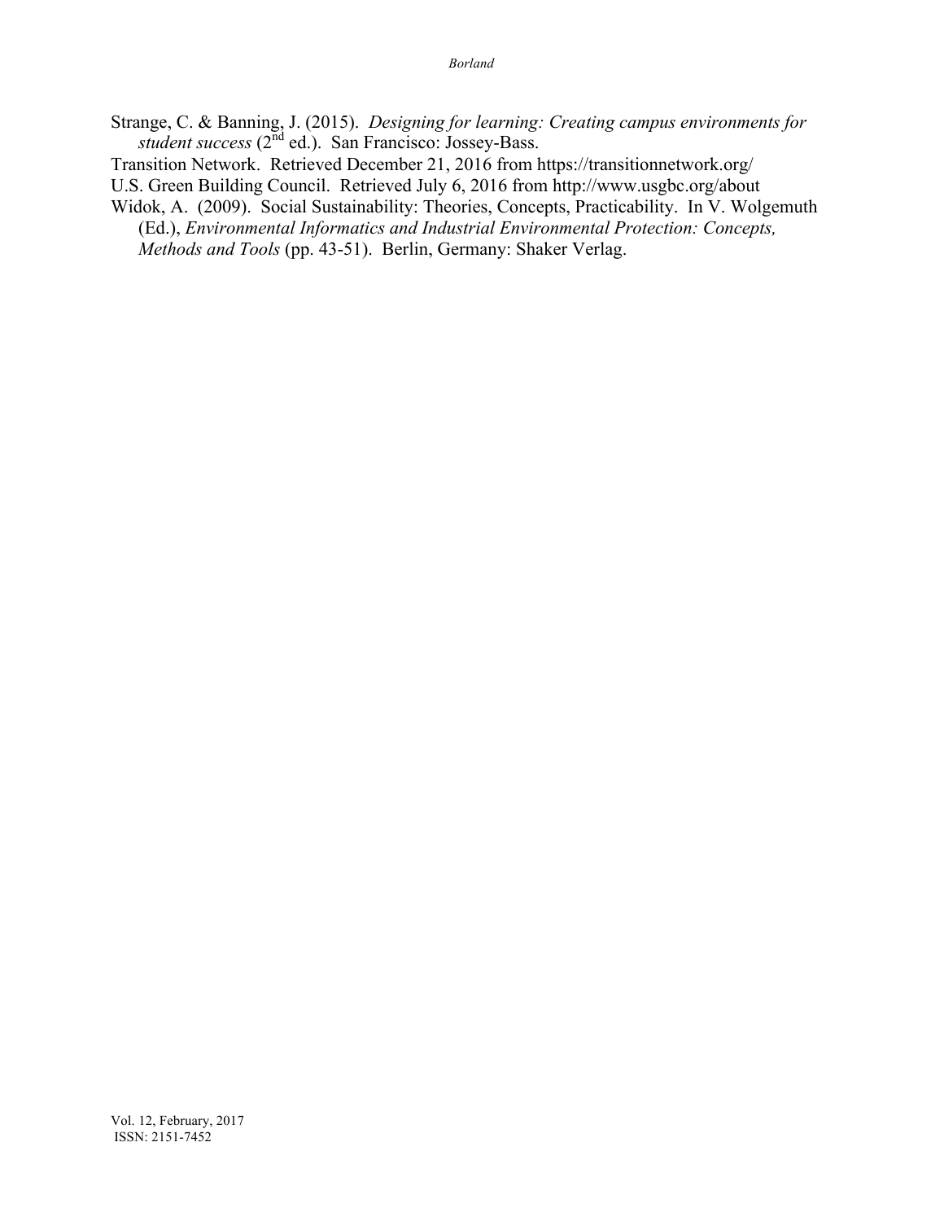Strange, C. & Banning, J. (2015). *Designing for learning: Creating campus environments for student success* (2nd ed.). San Francisco: Jossey-Bass.

Transition Network. Retrieved December 21, 2016 from https://transitionnetwork.org/

U.S. Green Building Council. Retrieved July 6, 2016 from http://www.usgbc.org/about

Widok, A. (2009). Social Sustainability: Theories, Concepts, Practicability. In V. Wolgemuth (Ed.), *Environmental Informatics and Industrial Environmental Protection: Concepts, Methods and Tools* (pp. 43-51). Berlin, Germany: Shaker Verlag.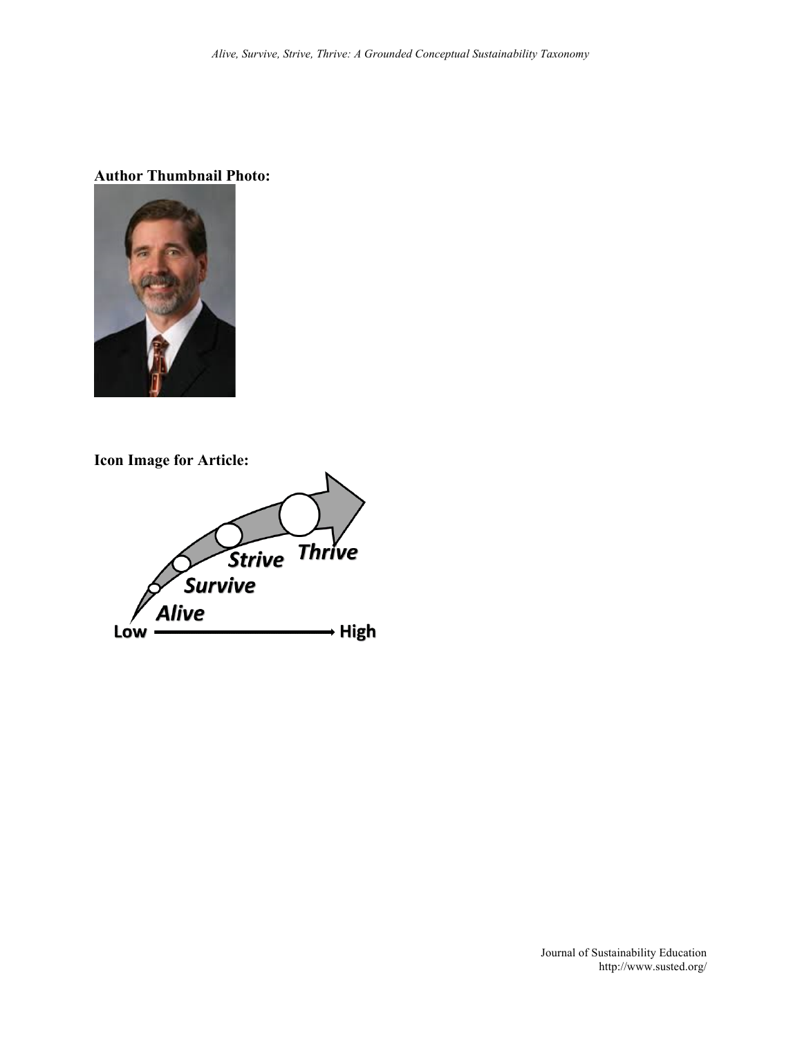**Author Thumbnail Photo:**

**Icon Image for Article:**

Strive Thrive
Survive
Alive
Low High